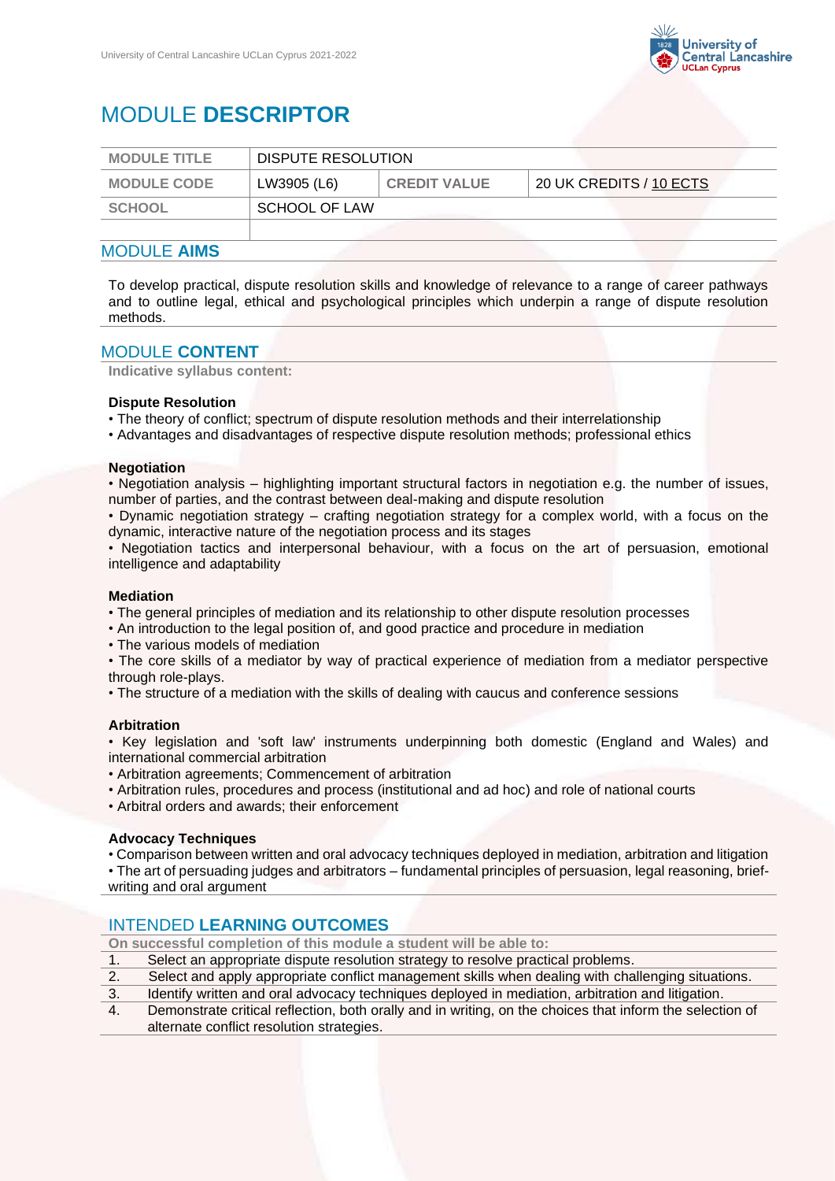# MODULE **DESCRIPTOR**

| MODULE TITLE | DISPUTE RESOLUTION | | |
|---|---|---|---|
| MODULE CODE | LW3905 (L6) | CREDIT VALUE | 20 UK CREDITS / 10 ECTS |
| SCHOOL | SCHOOL OF LAW | | |
| | | | |

## MODULE **AIMS**

To develop practical, dispute resolution skills and knowledge of relevance to a range of career pathways and to outline legal, ethical and psychological principles which underpin a range of dispute resolution methods.

## MODULE **CONTENT**

**Indicative syllabus content:**

**Dispute Resolution**

- The theory of conflict; spectrum of dispute resolution methods and their interrelationship
- Advantages and disadvantages of respective dispute resolution methods; professional ethics

**Negotiation**

- Negotiation analysis – highlighting important structural factors in negotiation e.g. the number of issues, number of parties, and the contrast between deal-making and dispute resolution
- Dynamic negotiation strategy – crafting negotiation strategy for a complex world, with a focus on the dynamic, interactive nature of the negotiation process and its stages
- Negotiation tactics and interpersonal behaviour, with a focus on the art of persuasion, emotional intelligence and adaptability

**Mediation**

- The general principles of mediation and its relationship to other dispute resolution processes
- An introduction to the legal position of, and good practice and procedure in mediation
- The various models of mediation
- The core skills of a mediator by way of practical experience of mediation from a mediator perspective through role-plays.
- The structure of a mediation with the skills of dealing with caucus and conference sessions

**Arbitration**

- Key legislation and 'soft law' instruments underpinning both domestic (England and Wales) and international commercial arbitration
- Arbitration agreements; Commencement of arbitration
- Arbitration rules, procedures and process (institutional and ad hoc) and role of national courts
- Arbitral orders and awards; their enforcement

**Advocacy Techniques**

- Comparison between written and oral advocacy techniques deployed in mediation, arbitration and litigation
- The art of persuading judges and arbitrators – fundamental principles of persuasion, legal reasoning, brief-writing and oral argument

## INTENDED **LEARNING OUTCOMES**

**On successful completion of this module a student will be able to:**

1. Select an appropriate dispute resolution strategy to resolve practical problems.
2. Select and apply appropriate conflict management skills when dealing with challenging situations.
3. Identify written and oral advocacy techniques deployed in mediation, arbitration and litigation.
4. Demonstrate critical reflection, both orally and in writing, on the choices that inform the selection of alternate conflict resolution strategies.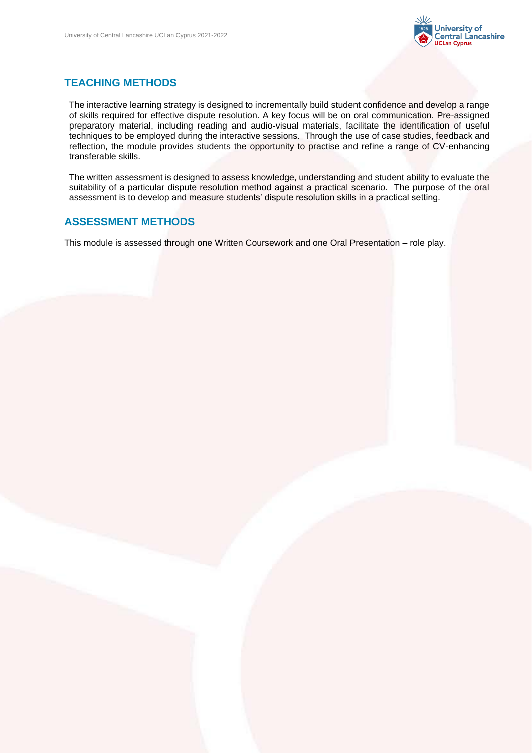## TEACHING METHODS

The interactive learning strategy is designed to incrementally build student confidence and develop a range of skills required for effective dispute resolution. A key focus will be on oral communication. Pre-assigned preparatory material, including reading and audio-visual materials, facilitate the identification of useful techniques to be employed during the interactive sessions. Through the use of case studies, feedback and reflection, the module provides students the opportunity to practise and refine a range of CV-enhancing transferable skills.

The written assessment is designed to assess knowledge, understanding and student ability to evaluate the suitability of a particular dispute resolution method against a practical scenario. The purpose of the oral assessment is to develop and measure students' dispute resolution skills in a practical setting.

## ASSESSMENT METHODS

This module is assessed through one Written Coursework and one Oral Presentation – role play.